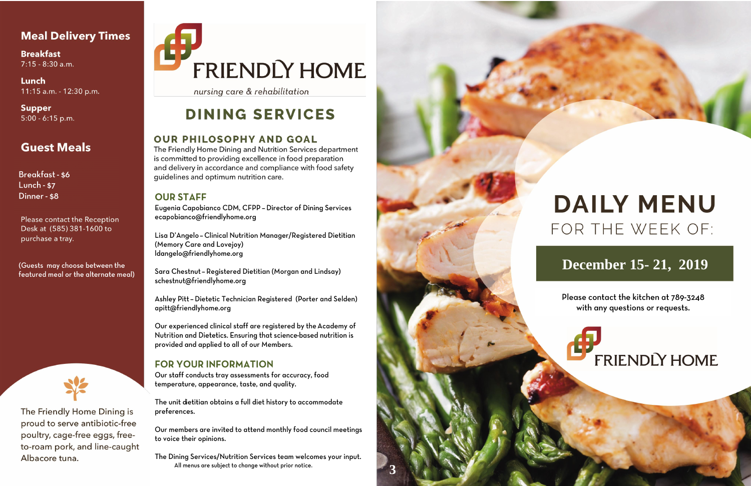## Meal Delivery Times

**Breakfast**
7:15 - 8:30 a.m.

**Lunch**
11:15 a.m. - 12:30 p.m.

**Supper**
5:00 - 6:15 p.m.

## Guest Meals

Breakfast - $6
Lunch - $7
Dinner - $8

Please contact the Reception Desk at (585) 381-1600 to purchase a tray.

(Guests may choose between the featured meal or the alternate meal)

The Friendly Home Dining is proud to serve antibiotic-free poultry, cage-free eggs, free-to-roam pork, and line-caught Albacore tuna.

# FRIENDLY HOME

*nursing care & rehabilitation*

## DINING SERVICES

### OUR PHILOSOPHY AND GOAL

The Friendly Home Dining and Nutrition Services department is committed to providing excellence in food preparation and delivery in accordance and compliance with food safety guidelines and optimum nutrition care.

### OUR STAFF

Eugenia Capobianco CDM, CFPP – Director of Dining Services
ecapobianco@friendlyhome.org

Lisa D'Angelo – Clinical Nutrition Manager/Registered Dietitian (Memory Care and Lovejoy)
ldangelo@friendlyhome.org

Sara Chestnut – Registered Dietitian (Morgan and Lindsay)
schestnut@friendlyhome.org

Ashley Pitt – Dietetic Technician Registered (Porter and Selden)
apitt@friendlyhome.org

Our experienced clinical staff are registered by the Academy of Nutrition and Dietetics. Ensuring that science-based nutrition is provided and applied to all of our Members.

### FOR YOUR INFORMATION

Our staff conducts tray assessments for accuracy, food temperature, appearance, taste, and quality.

The unit dietitian obtains a full diet history to accommodate preferences.

Our members are invited to attend monthly food council meetings to voice their opinions.

The Dining Services/Nutrition Services team welcomes your input.

All menus are subject to change without prior notice.

# DAILY MENU

## FOR THE WEEK OF:

## December 15- 21, 2019

Please contact the kitchen at 789-3248 with any questions or requests.

FRIENDLY HOME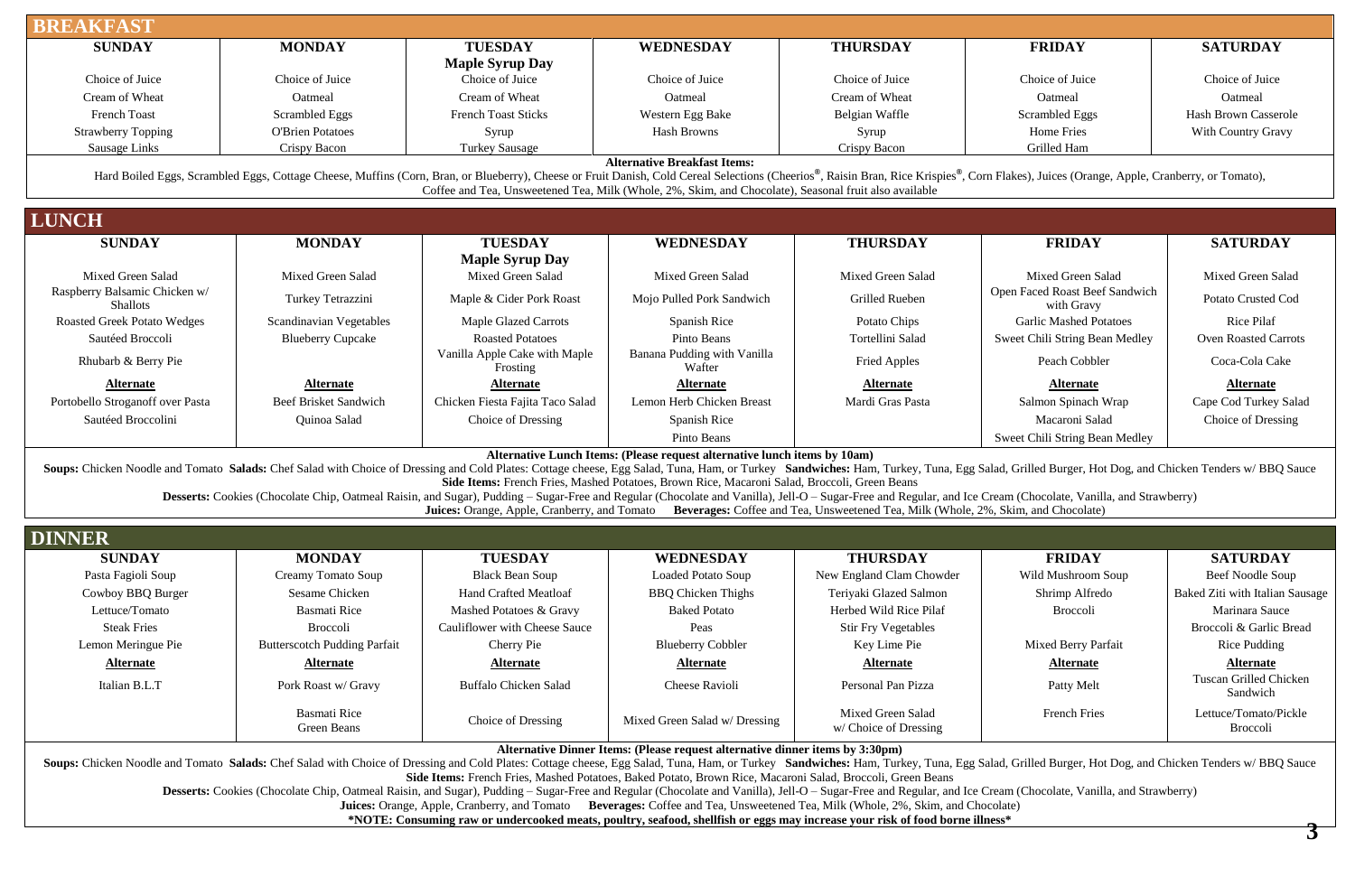## BREAKFAST

| SUNDAY | MONDAY | TUESDAY Maple Syrup Day | WEDNESDAY | THURSDAY | FRIDAY | SATURDAY |
|---|---|---|---|---|---|---|
| Choice of Juice | Choice of Juice | Choice of Juice | Choice of Juice | Choice of Juice | Choice of Juice | Choice of Juice |
| Cream of Wheat | Oatmeal | Cream of Wheat | Oatmeal | Cream of Wheat | Oatmeal | Oatmeal |
| French Toast | Scrambled Eggs | French Toast Sticks | Western Egg Bake | Belgian Waffle | Scrambled Eggs | Hash Brown Casserole |
| Strawberry Topping | O'Brien Potatoes | Syrup | Hash Browns | Syrup | Home Fries | With Country Gravy |
| Sausage Links | Crispy Bacon | Turkey Sausage | | Crispy Bacon | Grilled Ham | |

**Alternative Breakfast Items:**
Hard Boiled Eggs, Scrambled Eggs, Cottage Cheese, Muffins (Corn, Bran, or Blueberry), Cheese or Fruit Danish, Cold Cereal Selections (Cheerios®, Raisin Bran, Rice Krispies®, Corn Flakes), Juices (Orange, Apple, Cranberry, or Tomato), Coffee and Tea, Unsweetened Tea, Milk (Whole, 2%, Skim, and Chocolate), Seasonal fruit also available

## LUNCH

| SUNDAY | MONDAY | TUESDAY Maple Syrup Day | WEDNESDAY | THURSDAY | FRIDAY | SATURDAY |
|---|---|---|---|---|---|---|
| Mixed Green Salad | Mixed Green Salad | Mixed Green Salad | Mixed Green Salad | Mixed Green Salad | Mixed Green Salad | Mixed Green Salad |
| Raspberry Balsamic Chicken w/ Shallots | Turkey Tetrazzini | Maple & Cider Pork Roast | Mojo Pulled Pork Sandwich | Grilled Rueben | Open Faced Roast Beef Sandwich with Gravy | Potato Crusted Cod |
| Roasted Greek Potato Wedges | Scandinavian Vegetables | Maple Glazed Carrots | Spanish Rice | Potato Chips | Garlic Mashed Potatoes | Rice Pilaf |
| Sautéed Broccoli | Blueberry Cupcake | Roasted Potatoes | Pinto Beans | Tortellini Salad | Sweet Chili String Bean Medley | Oven Roasted Carrots |
| Rhubarb & Berry Pie | | Vanilla Apple Cake with Maple Frosting | Banana Pudding with Vanilla Wafter | Fried Apples | Peach Cobbler | Coca-Cola Cake |
| **Alternate** | **Alternate** | **Alternate** | **Alternate** | **Alternate** | **Alternate** | **Alternate** |
| Portobello Stroganoff over Pasta | Beef Brisket Sandwich | Chicken Fiesta Fajita Taco Salad | Lemon Herb Chicken Breast | Mardi Gras Pasta | Salmon Spinach Wrap | Cape Cod Turkey Salad |
| Sautéed Broccolini | Quinoa Salad | Choice of Dressing | Spanish Rice | | Macaroni Salad | Choice of Dressing |
| | | | Pinto Beans | | Sweet Chili String Bean Medley | |

**Alternative Lunch Items: (Please request alternative lunch items by 10am)**
**Soups:** Chicken Noodle and Tomato **Salads:** Chef Salad with Choice of Dressing and Cold Plates: Cottage cheese, Egg Salad, Tuna, Ham, or Turkey **Sandwiches:** Ham, Turkey, Tuna, Egg Salad, Grilled Burger, Hot Dog, and Chicken Tenders w/ BBQ Sauce
**Side Items:** French Fries, Mashed Potatoes, Brown Rice, Macaroni Salad, Broccoli, Green Beans
**Desserts:** Cookies (Chocolate Chip, Oatmeal Raisin, and Sugar), Pudding – Sugar-Free and Regular (Chocolate and Vanilla), Jell-O – Sugar-Free and Regular, and Ice Cream (Chocolate, Vanilla, and Strawberry)
**Juices:** Orange, Apple, Cranberry, and Tomato **Beverages:** Coffee and Tea, Unsweetened Tea, Milk (Whole, 2%, Skim, and Chocolate)

## DINNER

| SUNDAY | MONDAY | TUESDAY | WEDNESDAY | THURSDAY | FRIDAY | SATURDAY |
|---|---|---|---|---|---|---|
| Pasta Fagioli Soup | Creamy Tomato Soup | Black Bean Soup | Loaded Potato Soup | New England Clam Chowder | Wild Mushroom Soup | Beef Noodle Soup |
| Cowboy BBQ Burger | Sesame Chicken | Hand Crafted Meatloaf | BBQ Chicken Thighs | Teriyaki Glazed Salmon | Shrimp Alfredo | Baked Ziti with Italian Sausage |
| Lettuce/Tomato | Basmati Rice | Mashed Potatoes & Gravy | Baked Potato | Herbed Wild Rice Pilaf | Broccoli | Marinara Sauce |
| Steak Fries | Broccoli | Cauliflower with Cheese Sauce | Peas | Stir Fry Vegetables | | Broccoli & Garlic Bread |
| Lemon Meringue Pie | Butterscotch Pudding Parfait | Cherry Pie | Blueberry Cobbler | Key Lime Pie | Mixed Berry Parfait | Rice Pudding |
| **Alternate** | **Alternate** | **Alternate** | **Alternate** | **Alternate** | **Alternate** | **Alternate** |
| Italian B.L.T | Pork Roast w/ Gravy | Buffalo Chicken Salad | Cheese Ravioli | Personal Pan Pizza | Patty Melt | Tuscan Grilled Chicken Sandwich |
| | Basmati Rice Green Beans | Choice of Dressing | Mixed Green Salad w/ Dressing | Mixed Green Salad w/ Choice of Dressing | French Fries | Lettuce/Tomato/Pickle Broccoli |

**Alternative Dinner Items: (Please request alternative dinner items by 3:30pm)**
**Soups:** Chicken Noodle and Tomato **Salads:** Chef Salad with Choice of Dressing and Cold Plates: Cottage cheese, Egg Salad, Tuna, Ham, or Turkey **Sandwiches:** Ham, Turkey, Tuna, Egg Salad, Grilled Burger, Hot Dog, and Chicken Tenders w/ BBQ Sauce
**Side Items:** French Fries, Mashed Potatoes, Baked Potato, Brown Rice, Macaroni Salad, Broccoli, Green Beans
**Desserts:** Cookies (Chocolate Chip, Oatmeal Raisin, and Sugar), Pudding – Sugar-Free and Regular (Chocolate and Vanilla), Jell-O – Sugar-Free and Regular, and Ice Cream (Chocolate, Vanilla, and Strawberry)
**Juices:** Orange, Apple, Cranberry, and Tomato **Beverages:** Coffee and Tea, Unsweetened Tea, Milk (Whole, 2%, Skim, and Chocolate)
**\*NOTE: Consuming raw or undercooked meats, poultry, seafood, shellfish or eggs may increase your risk of food borne illness\***